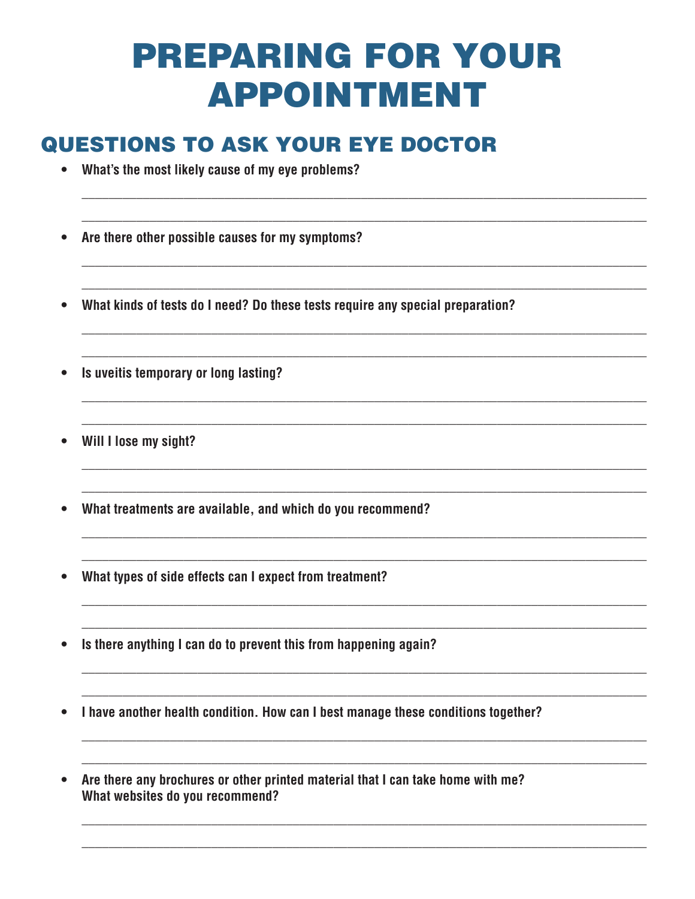# PREPARING FOR YOUR APPOINTMENT

## QUESTIONS TO ASK YOUR EYE DOCTOR

- **What's the most likely cause of my eye problems?**

  ________________________________________________________________________________

  ________________________________________________________________________________

- **Are there other possible causes for my symptoms?**

  ________________________________________________________________________________

  ________________________________________________________________________________

- **What kinds of tests do I need? Do these tests require any special preparation?**

  ________________________________________________________________________________

  ________________________________________________________________________________

- **Is uveitis temporary or long lasting?**

  ________________________________________________________________________________

  ________________________________________________________________________________

- **Will I lose my sight?**

  ________________________________________________________________________________

  ________________________________________________________________________________

- **What treatments are available, and which do you recommend?**

  ________________________________________________________________________________

  ________________________________________________________________________________

- **What types of side effects can I expect from treatment?**

  ________________________________________________________________________________

  ________________________________________________________________________________

- **Is there anything I can do to prevent this from happening again?**

  ________________________________________________________________________________

  ________________________________________________________________________________

- **I have another health condition. How can I best manage these conditions together?**

  ________________________________________________________________________________

  ________________________________________________________________________________

- **Are there any brochures or other printed material that I can take home with me? What websites do you recommend?**

  ________________________________________________________________________________

  ________________________________________________________________________________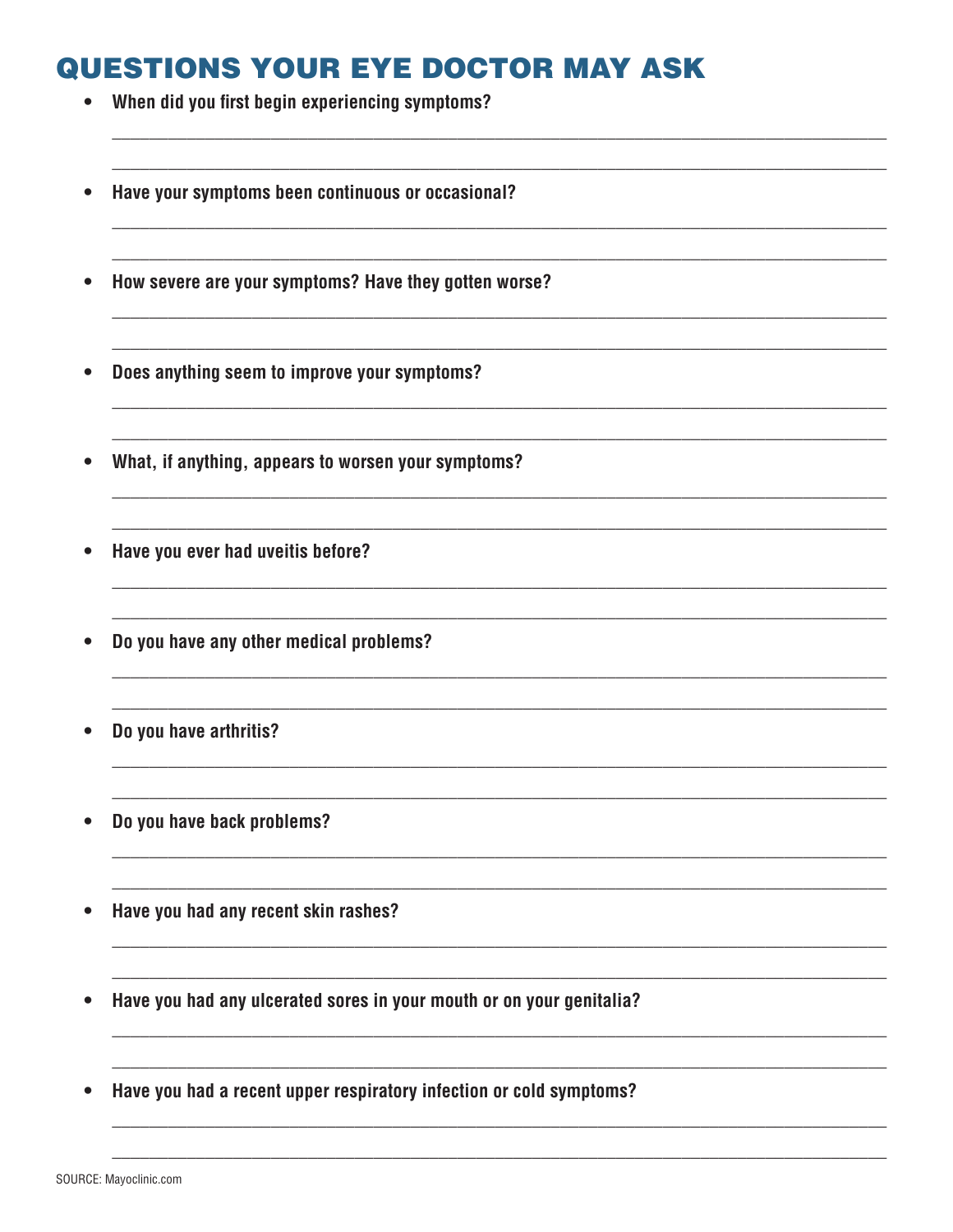## QUESTIONS YOUR EYE DOCTOR MAY ASK

- **When did you first begin experiencing symptoms?**
- **Have your symptoms been continuous or occasional?**
- **How severe are your symptoms? Have they gotten worse?**
- **Does anything seem to improve your symptoms?**
- **What, if anything, appears to worsen your symptoms?**
- **Have you ever had uveitis before?**
- **Do you have any other medical problems?**
- **Do you have arthritis?**
- **Do you have back problems?**
- **Have you had any recent skin rashes?**
- **Have you had any ulcerated sores in your mouth or on your genitalia?**
- **Have you had a recent upper respiratory infection or cold symptoms?**

SOURCE: Mayoclinic.com